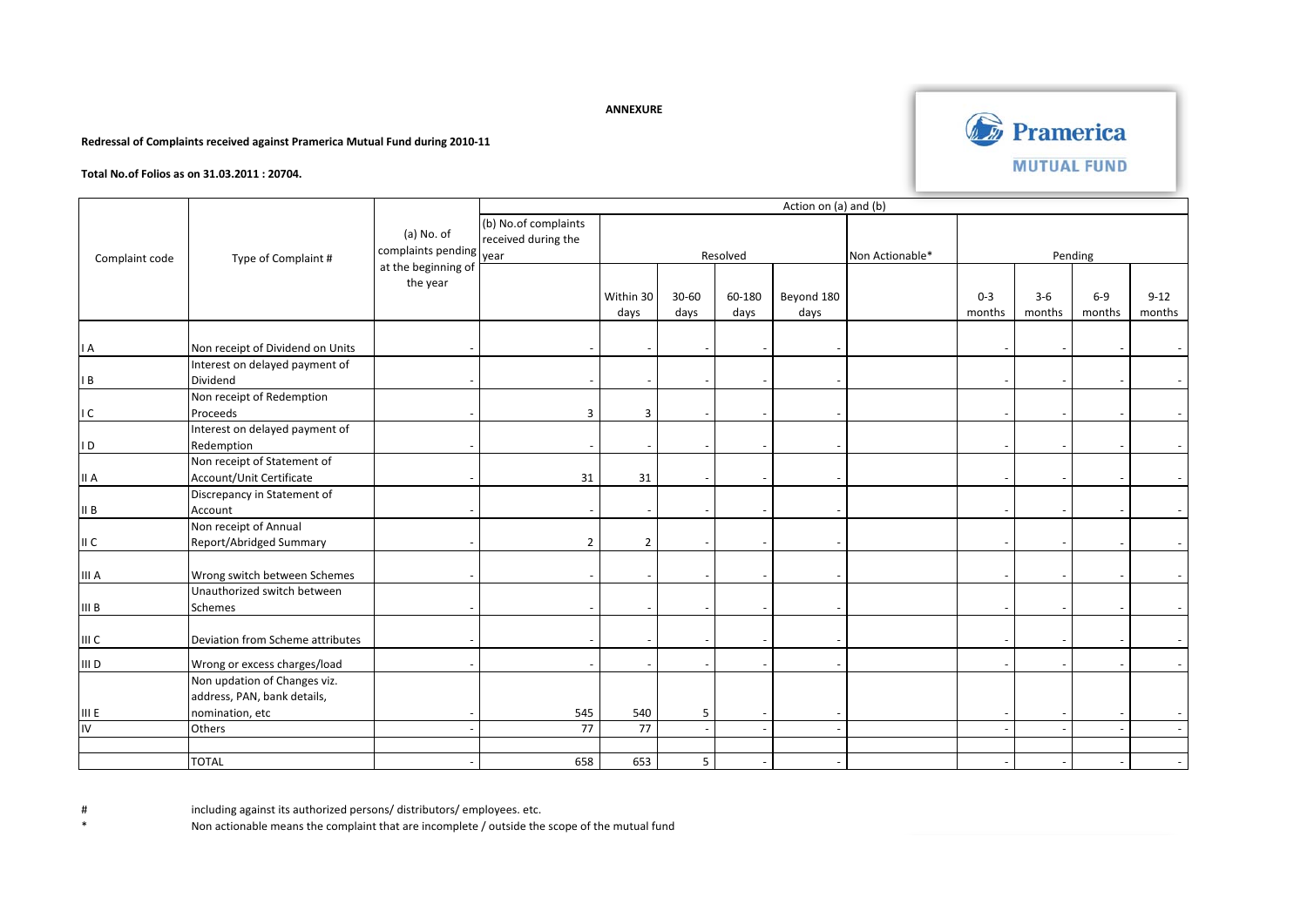**ANNEXURE**

**Redressal of Complaints received against Pramerica Mutual Fund during 2010-11**

**Total No.of Folios as on 31.03.2011 : 20704.**

| Complaint code | Type of Complaint # | (a) No. of complaints pending at the beginning of the year | (b) No.of complaints received during the year | Action on (a) and (b) | | | | | | | | |
|---|---|---|---|---|---|---|---|---|---|---|---|---|
| | | | | Resolved | | | | Non Actionable* | Pending | | | |
| | | | | Within 30 days | 30-60 days | 60-180 days | Beyond 180 days | | 0-3 months | 3-6 months | 6-9 months | 9-12 months |
| I A | Non receipt of Dividend on Units | - | - | - | - | - | - | | - | - | - | - |
| I B | Interest on delayed payment of Dividend | - | - | - | - | - | - | | - | - | - | - |
| I C | Non receipt of Redemption Proceeds | - | 3 | 3 | - | - | - | | - | - | - | - |
| I D | Interest on delayed payment of Redemption | - | - | - | - | - | - | | - | - | - | - |
| II A | Non receipt of Statement of Account/Unit Certificate | - | 31 | 31 | - | - | - | | - | - | - | - |
| II B | Discrepancy in Statement of Account | - | - | - | - | - | - | | - | - | - | - |
| II C | Non receipt of Annual Report/Abridged Summary | - | 2 | 2 | - | - | - | | - | - | - | - |
| III A | Wrong switch between Schemes | - | - | - | - | - | - | | - | - | - | - |
| III B | Unauthorized switch between Schemes | - | - | - | - | - | - | | - | - | - | - |
| III C | Deviation from Scheme attributes | - | - | - | - | - | - | | - | - | - | - |
| III D | Wrong or excess charges/load | - | - | - | - | - | - | | - | - | - | - |
| III E | Non updation of Changes viz. address, PAN, bank details, nomination, etc | - | 545 | 540 | 5 | - | - | | - | - | - | - |
| IV | Others | - | 77 | 77 | - | - | - | | - | - | - | - |
| | TOTAL | - | 658 | 653 | 5 | - | - | | - | - | - | - |

# including against its authorized persons/ distributors/ employees. etc.

* Non actionable means the complaint that are incomplete / outside the scope of the mutual fund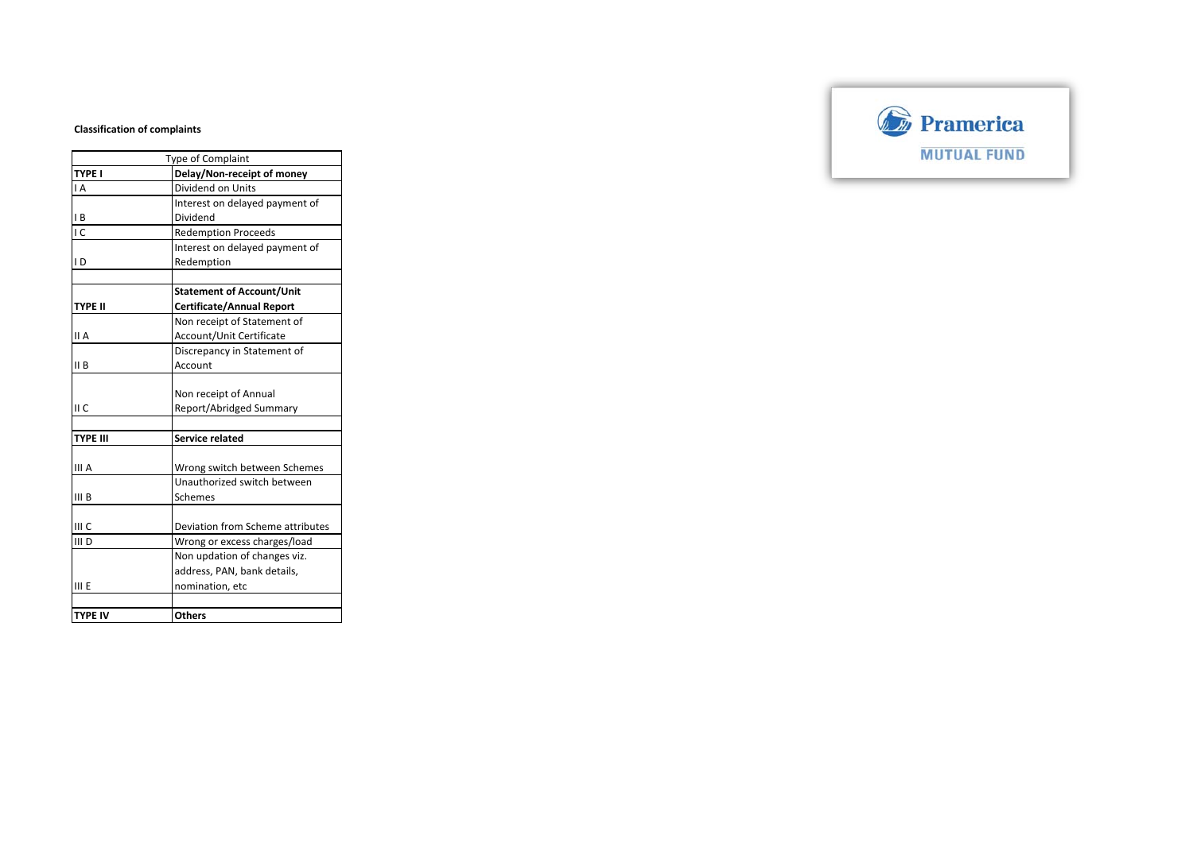**Classification of complaints**

| Type of Complaint | |
|---|---|
| **TYPE I** | **Delay/Non-receipt of money** |
| I A | Dividend on Units |
| I B | Interest on delayed payment of Dividend |
| I C | Redemption Proceeds |
| I D | Interest on delayed payment of Redemption |
| | |
| **TYPE II** | **Statement of Account/Unit Certificate/Annual Report** |
| II A | Non receipt of Statement of Account/Unit Certificate |
| II B | Discrepancy in Statement of Account |
| II C | Non receipt of Annual Report/Abridged Summary |
| | |
| **TYPE III** | **Service related** |
| III A | Wrong switch between Schemes |
| III B | Unauthorized switch between Schemes |
| III C | Deviation from Scheme attributes |
| III D | Wrong or excess charges/load |
| III E | Non updation of changes viz. address, PAN, bank details, nomination, etc |
| | |
| **TYPE IV** | **Others** |

Pramerica MUTUAL FUND